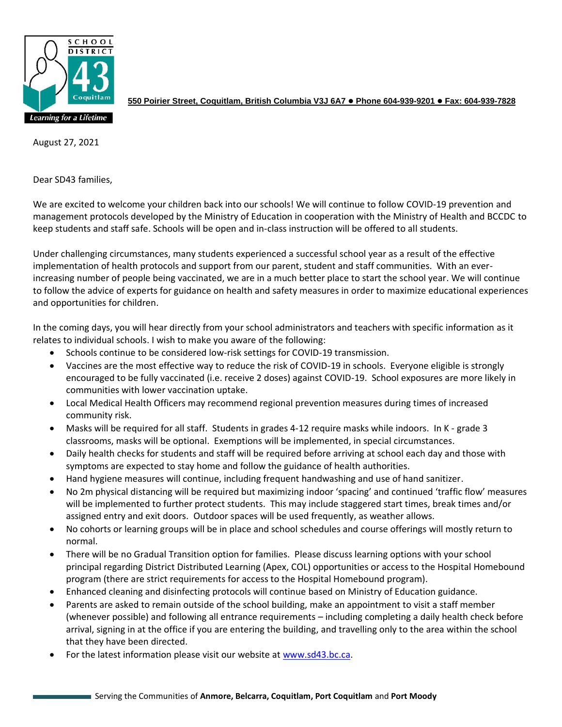SCHOOL DISTRICT 43 Coquitlam

*Learning for a Lifetime*

**550 Poirier Street, Coquitlam, British Columbia V3J 6A7 ● Phone 604-939-9201 ● Fax: 604-939-7828**

August 27, 2021

Dear SD43 families,

We are excited to welcome your children back into our schools! We will continue to follow COVID-19 prevention and management protocols developed by the Ministry of Education in cooperation with the Ministry of Health and BCCDC to keep students and staff safe. Schools will be open and in-class instruction will be offered to all students.

Under challenging circumstances, many students experienced a successful school year as a result of the effective implementation of health protocols and support from our parent, student and staff communities. With an ever-increasing number of people being vaccinated, we are in a much better place to start the school year. We will continue to follow the advice of experts for guidance on health and safety measures in order to maximize educational experiences and opportunities for children.

In the coming days, you will hear directly from your school administrators and teachers with specific information as it relates to individual schools. I wish to make you aware of the following:

- Schools continue to be considered low-risk settings for COVID-19 transmission.
- Vaccines are the most effective way to reduce the risk of COVID-19 in schools. Everyone eligible is strongly encouraged to be fully vaccinated (i.e. receive 2 doses) against COVID-19. School exposures are more likely in communities with lower vaccination uptake.
- Local Medical Health Officers may recommend regional prevention measures during times of increased community risk.
- Masks will be required for all staff. Students in grades 4-12 require masks while indoors. In K - grade 3 classrooms, masks will be optional. Exemptions will be implemented, in special circumstances.
- Daily health checks for students and staff will be required before arriving at school each day and those with symptoms are expected to stay home and follow the guidance of health authorities.
- Hand hygiene measures will continue, including frequent handwashing and use of hand sanitizer.
- No 2m physical distancing will be required but maximizing indoor 'spacing' and continued 'traffic flow' measures will be implemented to further protect students. This may include staggered start times, break times and/or assigned entry and exit doors. Outdoor spaces will be used frequently, as weather allows.
- No cohorts or learning groups will be in place and school schedules and course offerings will mostly return to normal.
- There will be no Gradual Transition option for families. Please discuss learning options with your school principal regarding District Distributed Learning (Apex, COL) opportunities or access to the Hospital Homebound program (there are strict requirements for access to the Hospital Homebound program).
- Enhanced cleaning and disinfecting protocols will continue based on Ministry of Education guidance.
- Parents are asked to remain outside of the school building, make an appointment to visit a staff member (whenever possible) and following all entrance requirements – including completing a daily health check before arrival, signing in at the office if you are entering the building, and travelling only to the area within the school that they have been directed.
- For the latest information please visit our website at www.sd43.bc.ca.

Serving the Communities of **Anmore, Belcarra, Coquitlam, Port Coquitlam** and **Port Moody**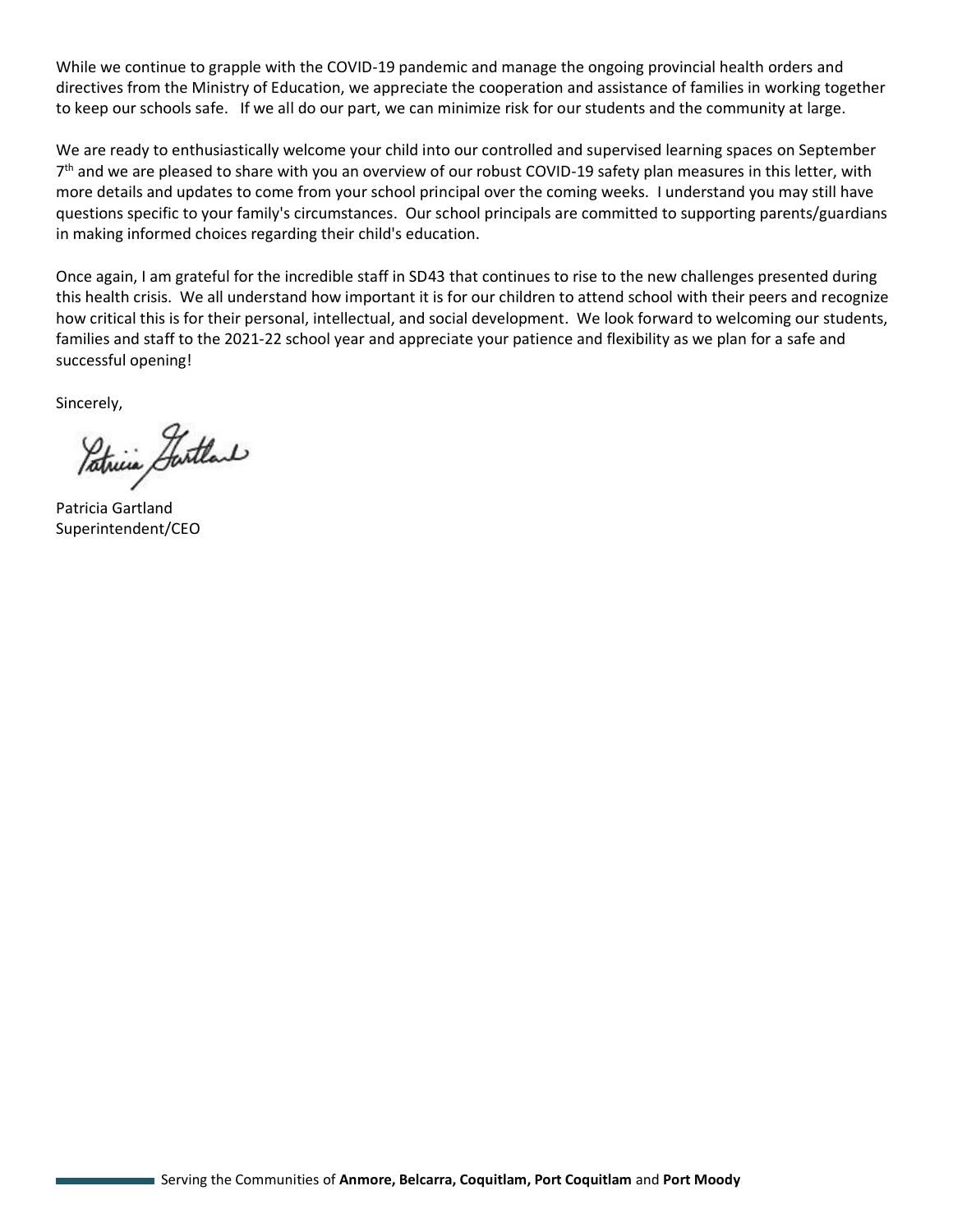While we continue to grapple with the COVID-19 pandemic and manage the ongoing provincial health orders and directives from the Ministry of Education, we appreciate the cooperation and assistance of families in working together to keep our schools safe. If we all do our part, we can minimize risk for our students and the community at large.

We are ready to enthusiastically welcome your child into our controlled and supervised learning spaces on September 7th and we are pleased to share with you an overview of our robust COVID-19 safety plan measures in this letter, with more details and updates to come from your school principal over the coming weeks. I understand you may still have questions specific to your family's circumstances. Our school principals are committed to supporting parents/guardians in making informed choices regarding their child's education.

Once again, I am grateful for the incredible staff in SD43 that continues to rise to the new challenges presented during this health crisis. We all understand how important it is for our children to attend school with their peers and recognize how critical this is for their personal, intellectual, and social development. We look forward to welcoming our students, families and staff to the 2021-22 school year and appreciate your patience and flexibility as we plan for a safe and successful opening!

Sincerely,

Patricia Gartland

Patricia Gartland
Superintendent/CEO

Serving the Communities of **Anmore, Belcarra, Coquitlam, Port Coquitlam** and **Port Moody**